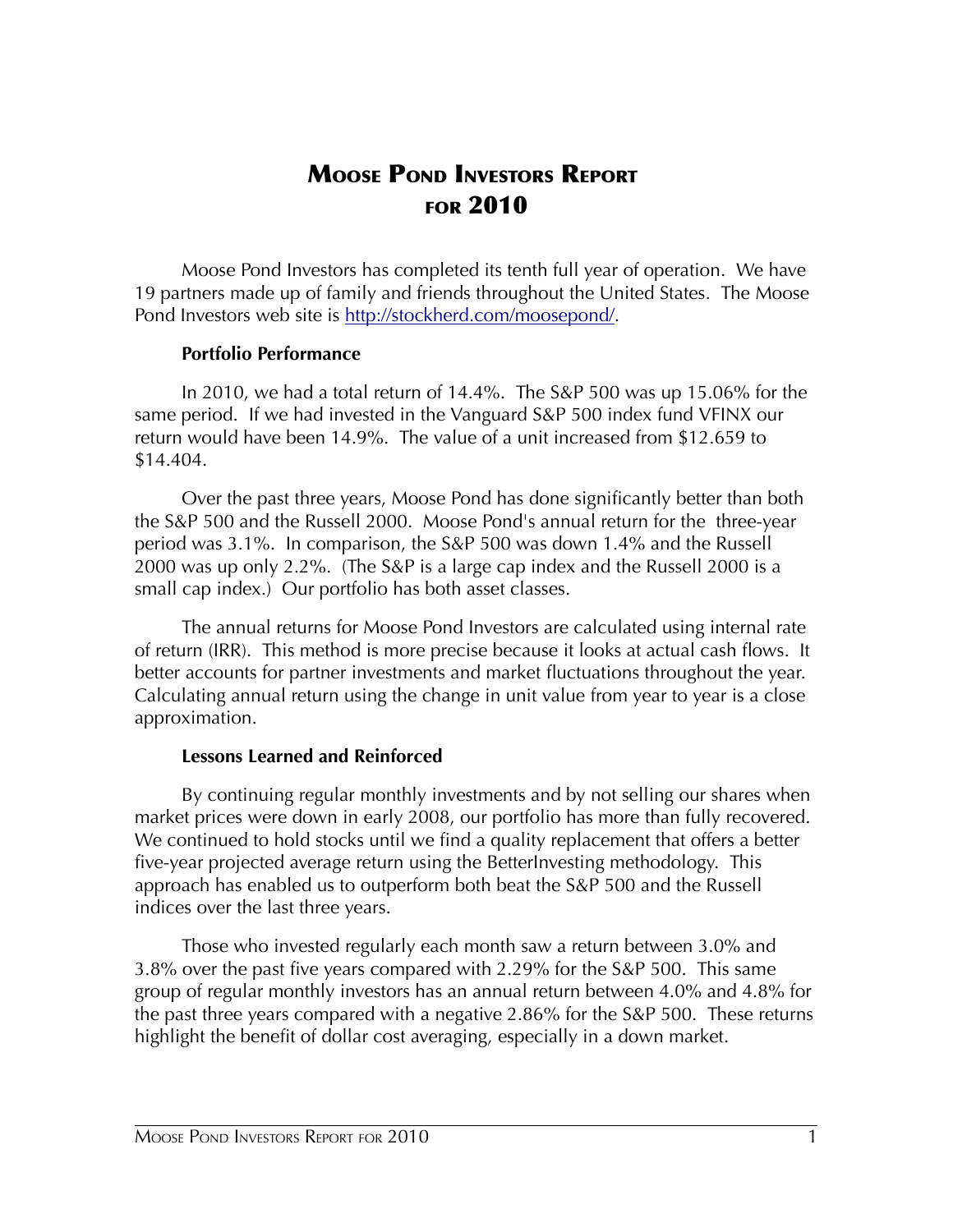# Moose Pond Investors Report for 2010

Moose Pond Investors has completed its tenth full year of operation. We have 19 partners made up of family and friends throughout the United States. The Moose Pond Investors web site is http://stockherd.com/moosepond/.

### Portfolio Performance

In 2010, we had a total return of 14.4%. The S&P 500 was up 15.06% for the same period. If we had invested in the Vanguard S&P 500 index fund VFINX our return would have been 14.9%. The value of a unit increased from $12.659 to $14.404.

Over the past three years, Moose Pond has done significantly better than both the S&P 500 and the Russell 2000. Moose Pond's annual return for the three-year period was 3.1%. In comparison, the S&P 500 was down 1.4% and the Russell 2000 was up only 2.2%. (The S&P is a large cap index and the Russell 2000 is a small cap index.) Our portfolio has both asset classes.

The annual returns for Moose Pond Investors are calculated using internal rate of return (IRR). This method is more precise because it looks at actual cash flows. It better accounts for partner investments and market fluctuations throughout the year. Calculating annual return using the change in unit value from year to year is a close approximation.

### Lessons Learned and Reinforced

By continuing regular monthly investments and by not selling our shares when market prices were down in early 2008, our portfolio has more than fully recovered. We continued to hold stocks until we find a quality replacement that offers a better five-year projected average return using the BetterInvesting methodology. This approach has enabled us to outperform both beat the S&P 500 and the Russell indices over the last three years.

Those who invested regularly each month saw a return between 3.0% and 3.8% over the past five years compared with 2.29% for the S&P 500. This same group of regular monthly investors has an annual return between 4.0% and 4.8% for the past three years compared with a negative 2.86% for the S&P 500. These returns highlight the benefit of dollar cost averaging, especially in a down market.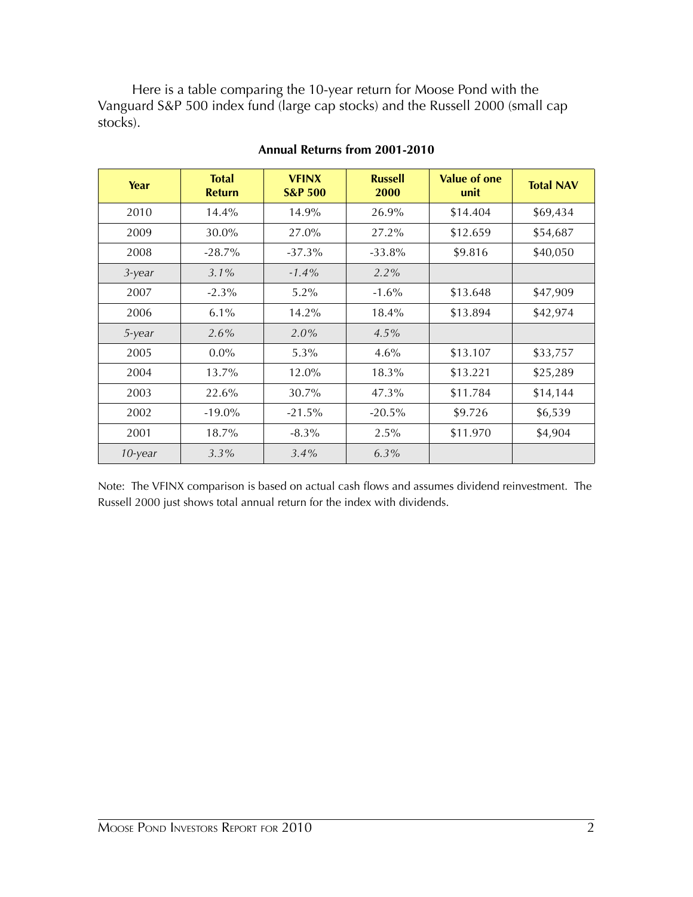Here is a table comparing the 10-year return for Moose Pond with the Vanguard S&P 500 index fund (large cap stocks) and the Russell 2000 (small cap stocks).

**Annual Returns from 2001-2010**

| Year | Total Return | VFINX S&P 500 | Russell 2000 | Value of one unit | Total NAV |
|---|---|---|---|---|---|
| 2010 | 14.4% | 14.9% | 26.9% | $14.404 | $69,434 |
| 2009 | 30.0% | 27.0% | 27.2% | $12.659 | $54,687 |
| 2008 | -28.7% | -37.3% | -33.8% | $9.816 | $40,050 |
| *3-year* | *3.1%* | *-1.4%* | *2.2%* | | |
| 2007 | -2.3% | 5.2% | -1.6% | $13.648 | $47,909 |
| 2006 | 6.1% | 14.2% | 18.4% | $13.894 | $42,974 |
| *5-year* | *2.6%* | *2.0%* | *4.5%* | | |
| 2005 | 0.0% | 5.3% | 4.6% | $13.107 | $33,757 |
| 2004 | 13.7% | 12.0% | 18.3% | $13.221 | $25,289 |
| 2003 | 22.6% | 30.7% | 47.3% | $11.784 | $14,144 |
| 2002 | -19.0% | -21.5% | -20.5% | $9.726 | $6,539 |
| 2001 | 18.7% | -8.3% | 2.5% | $11.970 | $4,904 |
| *10-year* | *3.3%* | *3.4%* | *6.3%* | | |

Note: The VFINX comparison is based on actual cash flows and assumes dividend reinvestment. The Russell 2000 just shows total annual return for the index with dividends.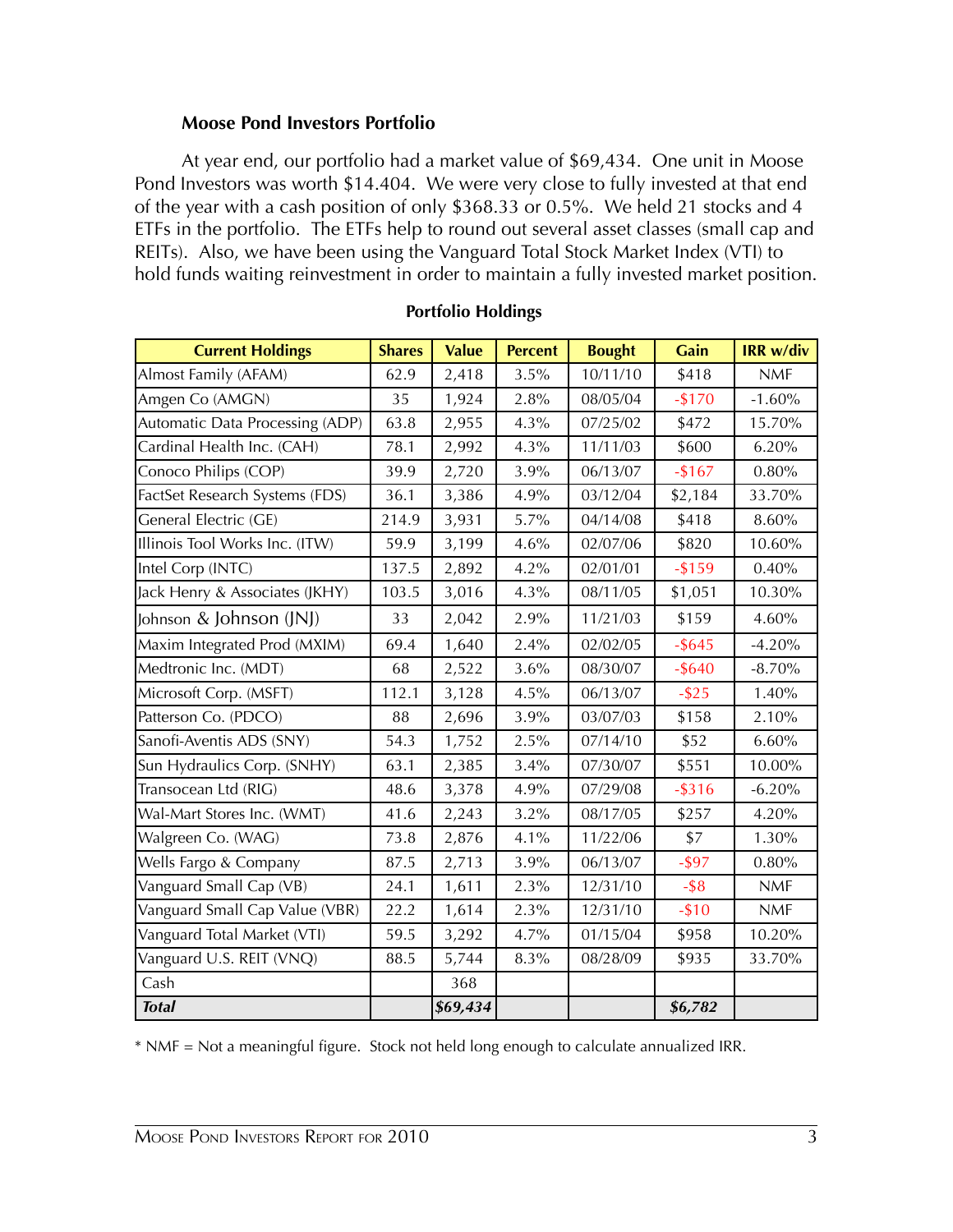**Moose Pond Investors Portfolio**

At year end, our portfolio had a market value of $69,434. One unit in Moose Pond Investors was worth $14.404. We were very close to fully invested at that end of the year with a cash position of only $368.33 or 0.5%. We held 21 stocks and 4 ETFs in the portfolio. The ETFs help to round out several asset classes (small cap and REITs). Also, we have been using the Vanguard Total Stock Market Index (VTI) to hold funds waiting reinvestment in order to maintain a fully invested market position.

**Portfolio Holdings**

| Current Holdings | Shares | Value | Percent | Bought | Gain | IRR w/div |
|---|---|---|---|---|---|---|
| Almost Family (AFAM) | 62.9 | 2,418 | 3.5% | 10/11/10 | $418 | NMF |
| Amgen Co (AMGN) | 35 | 1,924 | 2.8% | 08/05/04 | -$170 | -1.60% |
| Automatic Data Processing (ADP) | 63.8 | 2,955 | 4.3% | 07/25/02 | $472 | 15.70% |
| Cardinal Health Inc. (CAH) | 78.1 | 2,992 | 4.3% | 11/11/03 | $600 | 6.20% |
| Conoco Philips (COP) | 39.9 | 2,720 | 3.9% | 06/13/07 | -$167 | 0.80% |
| FactSet Research Systems (FDS) | 36.1 | 3,386 | 4.9% | 03/12/04 | $2,184 | 33.70% |
| General Electric (GE) | 214.9 | 3,931 | 5.7% | 04/14/08 | $418 | 8.60% |
| Illinois Tool Works Inc. (ITW) | 59.9 | 3,199 | 4.6% | 02/07/06 | $820 | 10.60% |
| Intel Corp (INTC) | 137.5 | 2,892 | 4.2% | 02/01/01 | -$159 | 0.40% |
| Jack Henry & Associates (JKHY) | 103.5 | 3,016 | 4.3% | 08/11/05 | $1,051 | 10.30% |
| Johnson & Johnson (JNJ) | 33 | 2,042 | 2.9% | 11/21/03 | $159 | 4.60% |
| Maxim Integrated Prod (MXIM) | 69.4 | 1,640 | 2.4% | 02/02/05 | -$645 | -4.20% |
| Medtronic Inc. (MDT) | 68 | 2,522 | 3.6% | 08/30/07 | -$640 | -8.70% |
| Microsoft Corp. (MSFT) | 112.1 | 3,128 | 4.5% | 06/13/07 | -$25 | 1.40% |
| Patterson Co. (PDCO) | 88 | 2,696 | 3.9% | 03/07/03 | $158 | 2.10% |
| Sanofi-Aventis ADS (SNY) | 54.3 | 1,752 | 2.5% | 07/14/10 | $52 | 6.60% |
| Sun Hydraulics Corp. (SNHY) | 63.1 | 2,385 | 3.4% | 07/30/07 | $551 | 10.00% |
| Transocean Ltd (RIG) | 48.6 | 3,378 | 4.9% | 07/29/08 | -$316 | -6.20% |
| Wal-Mart Stores Inc. (WMT) | 41.6 | 2,243 | 3.2% | 08/17/05 | $257 | 4.20% |
| Walgreen Co. (WAG) | 73.8 | 2,876 | 4.1% | 11/22/06 | $7 | 1.30% |
| Wells Fargo & Company | 87.5 | 2,713 | 3.9% | 06/13/07 | -$97 | 0.80% |
| Vanguard Small Cap (VB) | 24.1 | 1,611 | 2.3% | 12/31/10 | -$8 | NMF |
| Vanguard Small Cap Value (VBR) | 22.2 | 1,614 | 2.3% | 12/31/10 | -$10 | NMF |
| Vanguard Total Market (VTI) | 59.5 | 3,292 | 4.7% | 01/15/04 | $958 | 10.20% |
| Vanguard U.S. REIT (VNQ) | 88.5 | 5,744 | 8.3% | 08/28/09 | $935 | 33.70% |
| Cash | | 368 | | | | |
| ***Total*** | | ***$69,434*** | | | ***$6,782*** | |

\* NMF = Not a meaningful figure. Stock not held long enough to calculate annualized IRR.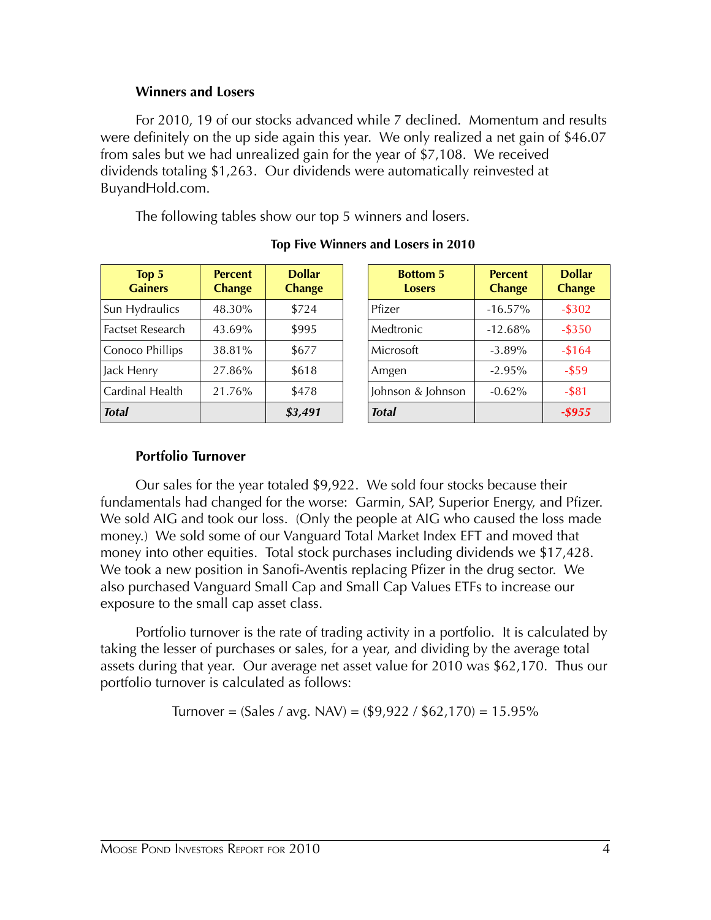### Winners and Losers

For 2010, 19 of our stocks advanced while 7 declined. Momentum and results were definitely on the up side again this year. We only realized a net gain of $46.07 from sales but we had unrealized gain for the year of $7,108. We received dividends totaling $1,263. Our dividends were automatically reinvested at BuyandHold.com.

The following tables show our top 5 winners and losers.

**Top Five Winners and Losers in 2010**

| Top 5 Gainers | Percent Change | Dollar Change |
|---|---|---|
| Sun Hydraulics | 48.30% | $724 |
| Factset Research | 43.69% | $995 |
| Conoco Phillips | 38.81% | $677 |
| Jack Henry | 27.86% | $618 |
| Cardinal Health | 21.76% | $478 |
| ***Total*** | | ***$3,491*** |

| Bottom 5 Losers | Percent Change | Dollar Change |
|---|---|---|
| Pfizer | -16.57% | -$302 |
| Medtronic | -12.68% | -$350 |
| Microsoft | -3.89% | -$164 |
| Amgen | -2.95% | -$59 |
| Johnson & Johnson | -0.62% | -$81 |
| ***Total*** | | ***-$955*** |

### Portfolio Turnover

Our sales for the year totaled $9,922. We sold four stocks because their fundamentals had changed for the worse: Garmin, SAP, Superior Energy, and Pfizer. We sold AIG and took our loss. (Only the people at AIG who caused the loss made money.) We sold some of our Vanguard Total Market Index EFT and moved that money into other equities. Total stock purchases including dividends we $17,428. We took a new position in Sanofi-Aventis replacing Pfizer in the drug sector. We also purchased Vanguard Small Cap and Small Cap Values ETFs to increase our exposure to the small cap asset class.

Portfolio turnover is the rate of trading activity in a portfolio. It is calculated by taking the lesser of purchases or sales, for a year, and dividing by the average total assets during that year. Our average net asset value for 2010 was $62,170. Thus our portfolio turnover is calculated as follows:

Turnover = (Sales / avg. NAV) = ($9,922 / $62,170) = 15.95%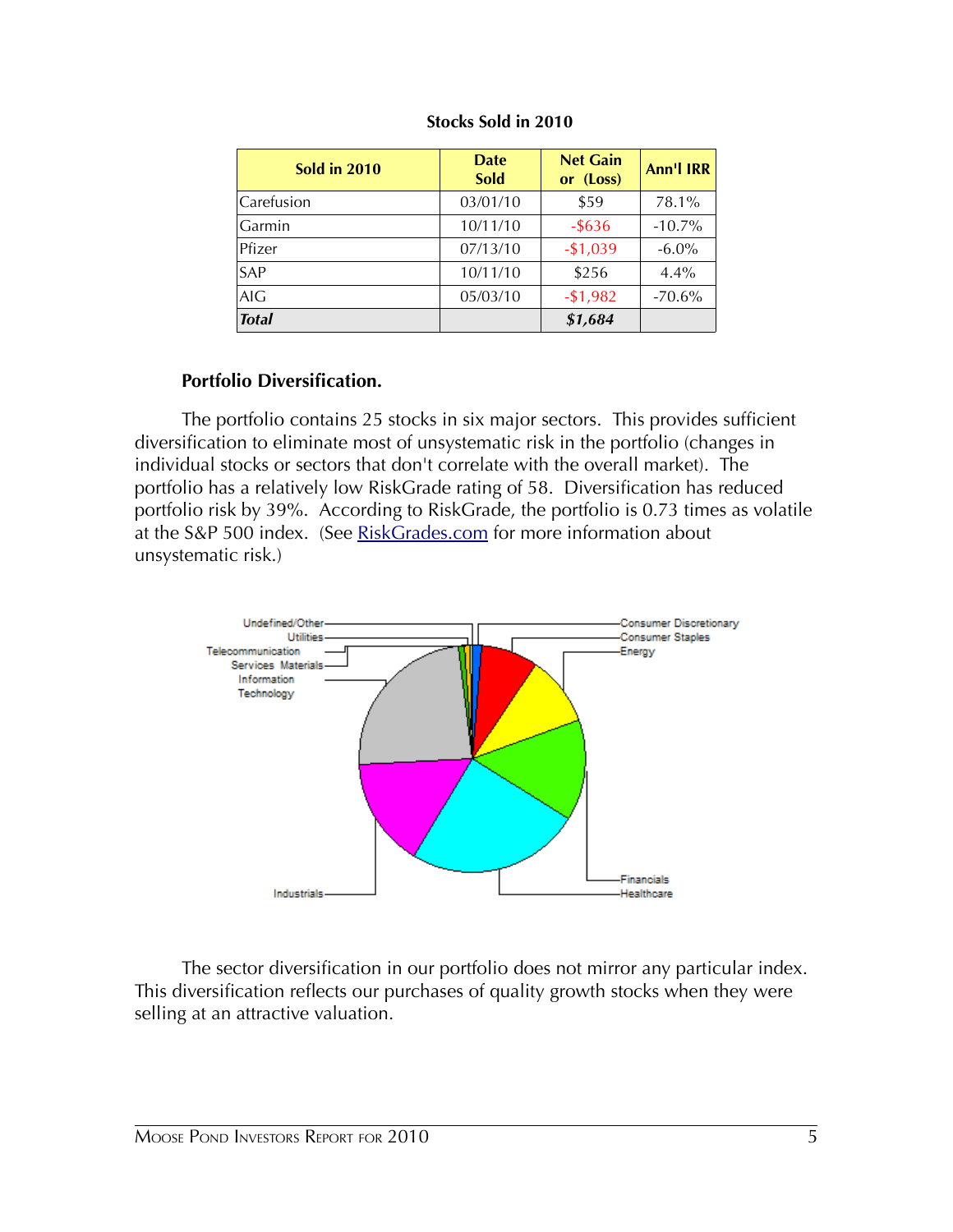**Stocks Sold in 2010**

| Sold in 2010 | Date Sold | Net Gain or (Loss) | Ann'l IRR |
|---|---|---|---|
| Carefusion | 03/01/10 | $59 | 78.1% |
| Garmin | 10/11/10 | -$636 | -10.7% |
| Pfizer | 07/13/10 | -$1,039 | -6.0% |
| SAP | 10/11/10 | $256 | 4.4% |
| AIG | 05/03/10 | -$1,982 | -70.6% |
| ***Total*** | | ***$1,684*** | |

### Portfolio Diversification.

The portfolio contains 25 stocks in six major sectors. This provides sufficient diversification to eliminate most of unsystematic risk in the portfolio (changes in individual stocks or sectors that don't correlate with the overall market). The portfolio has a relatively low RiskGrade rating of 58. Diversification has reduced portfolio risk by 39%. According to RiskGrade, the portfolio is 0.73 times as volatile at the S&P 500 index. (See RiskGrades.com for more information about unsystematic risk.)

Undefined/Other
Utilities
Telecommunication Services
Materials
Information Technology
Consumer Discretionary
Consumer Staples
Energy
Financials
Healthcare
Industrials

The sector diversification in our portfolio does not mirror any particular index. This diversification reflects our purchases of quality growth stocks when they were selling at an attractive valuation.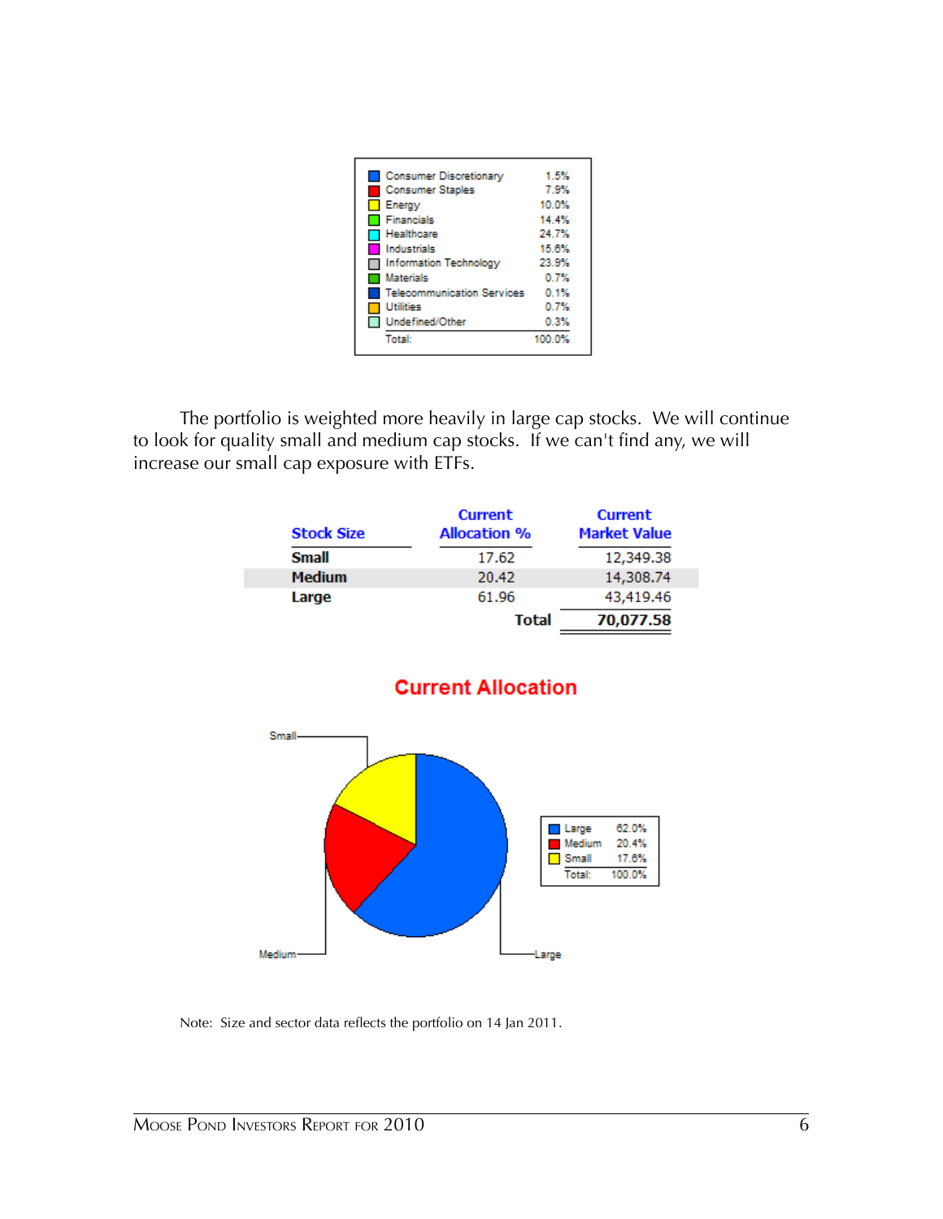Consumer Discretionary 1.5%
Consumer Staples 7.9%
Energy 10.0%
Financials 14.4%
Healthcare 24.7%
Industrials 15.6%
Information Technology 23.9%
Materials 0.7%
Telecommunication Services 0.1%
Utilities 0.7%
Undefined/Other 0.3%
Total: 100.0%

The portfolio is weighted more heavily in large cap stocks. We will continue to look for quality small and medium cap stocks. If we can't find any, we will increase our small cap exposure with ETFs.

| Stock Size | Current Allocation % | Current Market Value |
|---|---|---|
| Small | 17.62 | 12,349.38 |
| Medium | 20.42 | 14,308.74 |
| Large | 61.96 | 43,419.46 |
| | Total | 70,077.58 |

Current Allocation

Small
Medium
Large

Large 62.0%
Medium 20.4%
Small 17.6%
Total: 100.0%

Note: Size and sector data reflects the portfolio on 14 Jan 2011.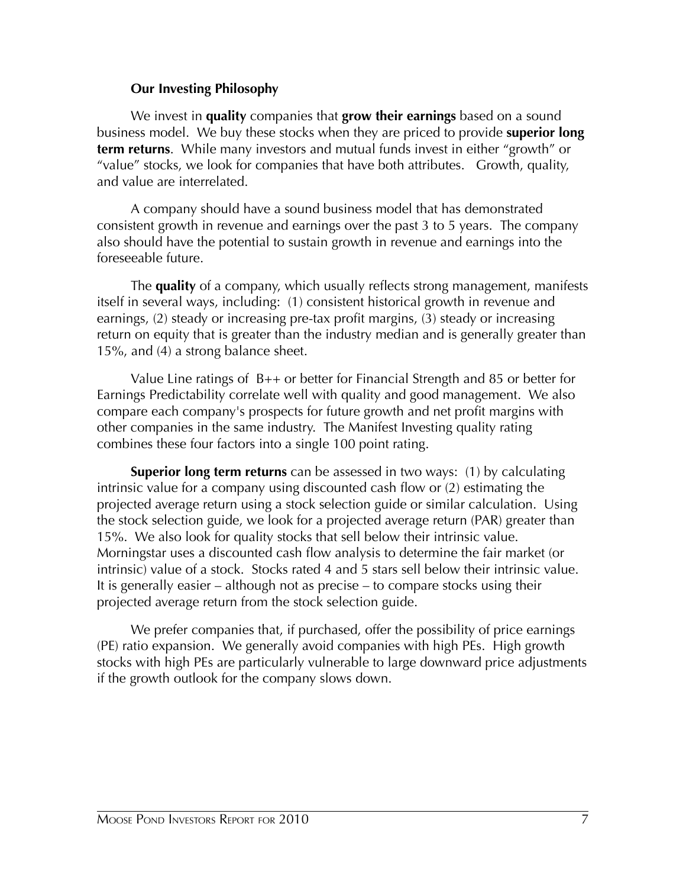**Our Investing Philosophy**

We invest in **quality** companies that **grow their earnings** based on a sound business model. We buy these stocks when they are priced to provide **superior long term returns**. While many investors and mutual funds invest in either "growth" or "value" stocks, we look for companies that have both attributes. Growth, quality, and value are interrelated.

A company should have a sound business model that has demonstrated consistent growth in revenue and earnings over the past 3 to 5 years. The company also should have the potential to sustain growth in revenue and earnings into the foreseeable future.

The **quality** of a company, which usually reflects strong management, manifests itself in several ways, including: (1) consistent historical growth in revenue and earnings, (2) steady or increasing pre-tax profit margins, (3) steady or increasing return on equity that is greater than the industry median and is generally greater than 15%, and (4) a strong balance sheet.

Value Line ratings of B++ or better for Financial Strength and 85 or better for Earnings Predictability correlate well with quality and good management. We also compare each company's prospects for future growth and net profit margins with other companies in the same industry. The Manifest Investing quality rating combines these four factors into a single 100 point rating.

**Superior long term returns** can be assessed in two ways: (1) by calculating intrinsic value for a company using discounted cash flow or (2) estimating the projected average return using a stock selection guide or similar calculation. Using the stock selection guide, we look for a projected average return (PAR) greater than 15%. We also look for quality stocks that sell below their intrinsic value. Morningstar uses a discounted cash flow analysis to determine the fair market (or intrinsic) value of a stock. Stocks rated 4 and 5 stars sell below their intrinsic value. It is generally easier – although not as precise – to compare stocks using their projected average return from the stock selection guide.

We prefer companies that, if purchased, offer the possibility of price earnings (PE) ratio expansion. We generally avoid companies with high PEs. High growth stocks with high PEs are particularly vulnerable to large downward price adjustments if the growth outlook for the company slows down.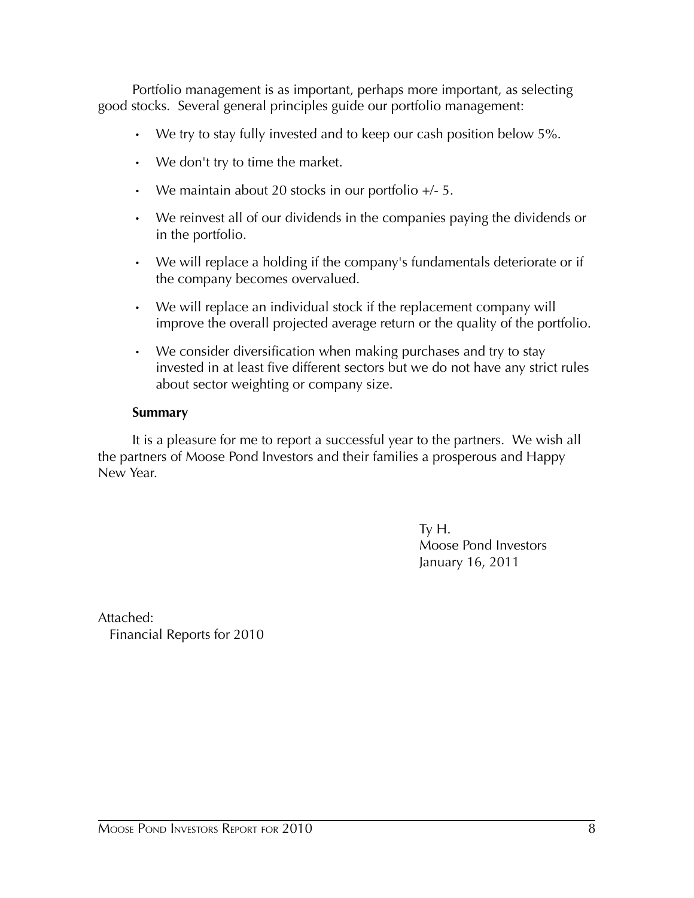Portfolio management is as important, perhaps more important, as selecting good stocks. Several general principles guide our portfolio management:

- We try to stay fully invested and to keep our cash position below 5%.
- We don't try to time the market.
- We maintain about 20 stocks in our portfolio +/- 5.
- We reinvest all of our dividends in the companies paying the dividends or in the portfolio.
- We will replace a holding if the company's fundamentals deteriorate or if the company becomes overvalued.
- We will replace an individual stock if the replacement company will improve the overall projected average return or the quality of the portfolio.
- We consider diversification when making purchases and try to stay invested in at least five different sectors but we do not have any strict rules about sector weighting or company size.

**Summary**

It is a pleasure for me to report a successful year to the partners. We wish all the partners of Moose Pond Investors and their families a prosperous and Happy New Year.

Ty H.
Moose Pond Investors
January 16, 2011

Attached:
Financial Reports for 2010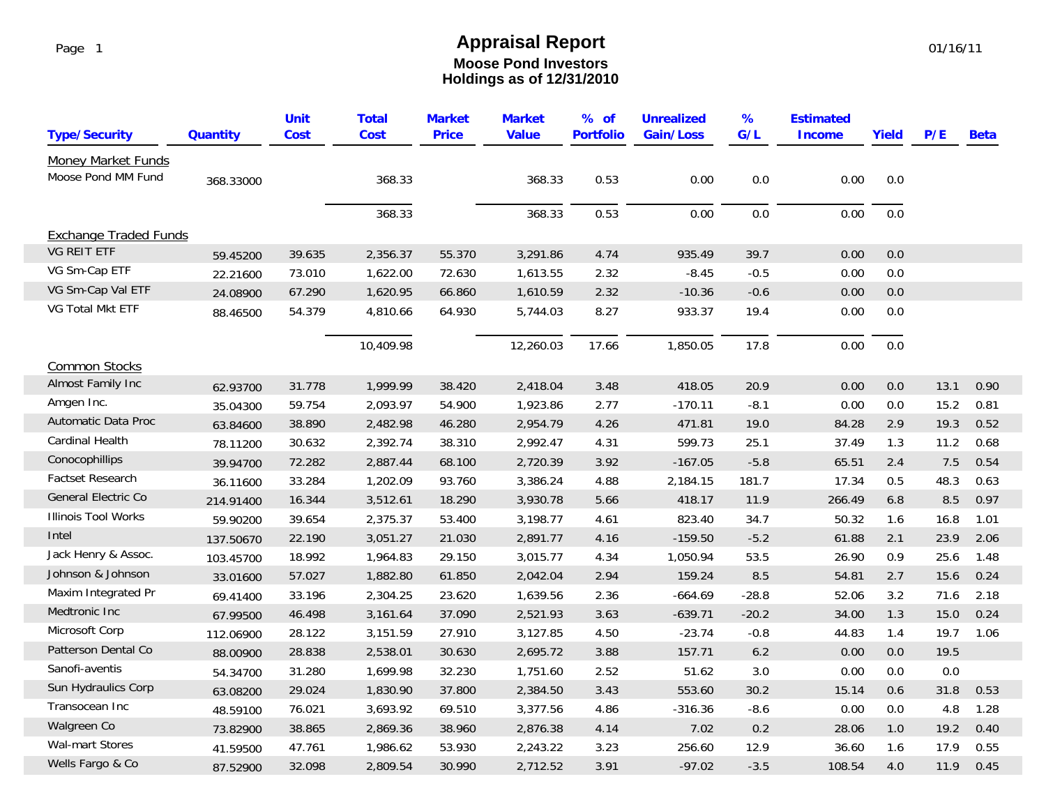# Appraisal Report

**Moose Pond Investors**
**Holdings as of 12/31/2010**

01/16/11

| Type/Security | Quantity | Unit Cost | Total Cost | Market Price | Market Value | % of Portfolio | Unrealized Gain/Loss | % G/L | Estimated Income | Yield | P/E | Beta |
|---|---|---|---|---|---|---|---|---|---|---|---|---|
| **Money Market Funds** | | | | | | | | | | | | |
| Moose Pond MM Fund | 368.33000 | | 368.33 | | 368.33 | 0.53 | 0.00 | 0.0 | 0.00 | 0.0 | | |
| | | | 368.33 | | 368.33 | 0.53 | 0.00 | 0.0 | 0.00 | 0.0 | | |
| **Exchange Traded Funds** | | | | | | | | | | | | |
| VG REIT ETF | 59.45200 | 39.635 | 2,356.37 | 55.370 | 3,291.86 | 4.74 | 935.49 | 39.7 | 0.00 | 0.0 | | |
| VG Sm-Cap ETF | 22.21600 | 73.010 | 1,622.00 | 72.630 | 1,613.55 | 2.32 | -8.45 | -0.5 | 0.00 | 0.0 | | |
| VG Sm-Cap Val ETF | 24.08900 | 67.290 | 1,620.95 | 66.860 | 1,610.59 | 2.32 | -10.36 | -0.6 | 0.00 | 0.0 | | |
| VG Total Mkt ETF | 88.46500 | 54.379 | 4,810.66 | 64.930 | 5,744.03 | 8.27 | 933.37 | 19.4 | 0.00 | 0.0 | | |
| | | | 10,409.98 | | 12,260.03 | 17.66 | 1,850.05 | 17.8 | 0.00 | 0.0 | | |
| **Common Stocks** | | | | | | | | | | | | |
| Almost Family Inc | 62.93700 | 31.778 | 1,999.99 | 38.420 | 2,418.04 | 3.48 | 418.05 | 20.9 | 0.00 | 0.0 | 13.1 | 0.90 |
| Amgen Inc. | 35.04300 | 59.754 | 2,093.97 | 54.900 | 1,923.86 | 2.77 | -170.11 | -8.1 | 0.00 | 0.0 | 15.2 | 0.81 |
| Automatic Data Proc | 63.84600 | 38.890 | 2,482.98 | 46.280 | 2,954.79 | 4.26 | 471.81 | 19.0 | 84.28 | 2.9 | 19.3 | 0.52 |
| Cardinal Health | 78.11200 | 30.632 | 2,392.74 | 38.310 | 2,992.47 | 4.31 | 599.73 | 25.1 | 37.49 | 1.3 | 11.2 | 0.68 |
| Conocophillips | 39.94700 | 72.282 | 2,887.44 | 68.100 | 2,720.39 | 3.92 | -167.05 | -5.8 | 65.51 | 2.4 | 7.5 | 0.54 |
| Factset Research | 36.11600 | 33.284 | 1,202.09 | 93.760 | 3,386.24 | 4.88 | 2,184.15 | 181.7 | 17.34 | 0.5 | 48.3 | 0.63 |
| General Electric Co | 214.91400 | 16.344 | 3,512.61 | 18.290 | 3,930.78 | 5.66 | 418.17 | 11.9 | 266.49 | 6.8 | 8.5 | 0.97 |
| Illinois Tool Works | 59.90200 | 39.654 | 2,375.37 | 53.400 | 3,198.77 | 4.61 | 823.40 | 34.7 | 50.32 | 1.6 | 16.8 | 1.01 |
| Intel | 137.50670 | 22.190 | 3,051.27 | 21.030 | 2,891.77 | 4.16 | -159.50 | -5.2 | 61.88 | 2.1 | 23.9 | 2.06 |
| Jack Henry & Assoc. | 103.45700 | 18.992 | 1,964.83 | 29.150 | 3,015.77 | 4.34 | 1,050.94 | 53.5 | 26.90 | 0.9 | 25.6 | 1.48 |
| Johnson & Johnson | 33.01600 | 57.027 | 1,882.80 | 61.850 | 2,042.04 | 2.94 | 159.24 | 8.5 | 54.81 | 2.7 | 15.6 | 0.24 |
| Maxim Integrated Pr | 69.41400 | 33.196 | 2,304.25 | 23.620 | 1,639.56 | 2.36 | -664.69 | -28.8 | 52.06 | 3.2 | 71.6 | 2.18 |
| Medtronic Inc | 67.99500 | 46.498 | 3,161.64 | 37.090 | 2,521.93 | 3.63 | -639.71 | -20.2 | 34.00 | 1.3 | 15.0 | 0.24 |
| Microsoft Corp | 112.06900 | 28.122 | 3,151.59 | 27.910 | 3,127.85 | 4.50 | -23.74 | -0.8 | 44.83 | 1.4 | 19.7 | 1.06 |
| Patterson Dental Co | 88.00900 | 28.838 | 2,538.01 | 30.630 | 2,695.72 | 3.88 | 157.71 | 6.2 | 0.00 | 0.0 | 19.5 | |
| Sanofi-aventis | 54.34700 | 31.280 | 1,699.98 | 32.230 | 1,751.60 | 2.52 | 51.62 | 3.0 | 0.00 | 0.0 | 0.0 | |
| Sun Hydraulics Corp | 63.08200 | 29.024 | 1,830.90 | 37.800 | 2,384.50 | 3.43 | 553.60 | 30.2 | 15.14 | 0.6 | 31.8 | 0.53 |
| Transocean Inc | 48.59100 | 76.021 | 3,693.92 | 69.510 | 3,377.56 | 4.86 | -316.36 | -8.6 | 0.00 | 0.0 | 4.8 | 1.28 |
| Walgreen Co | 73.82900 | 38.865 | 2,869.36 | 38.960 | 2,876.38 | 4.14 | 7.02 | 0.2 | 28.06 | 1.0 | 19.2 | 0.40 |
| Wal-mart Stores | 41.59500 | 47.761 | 1,986.62 | 53.930 | 2,243.22 | 3.23 | 256.60 | 12.9 | 36.60 | 1.6 | 17.9 | 0.55 |
| Wells Fargo & Co | 87.52900 | 32.098 | 2,809.54 | 30.990 | 2,712.52 | 3.91 | -97.02 | -3.5 | 108.54 | 4.0 | 11.9 | 0.45 |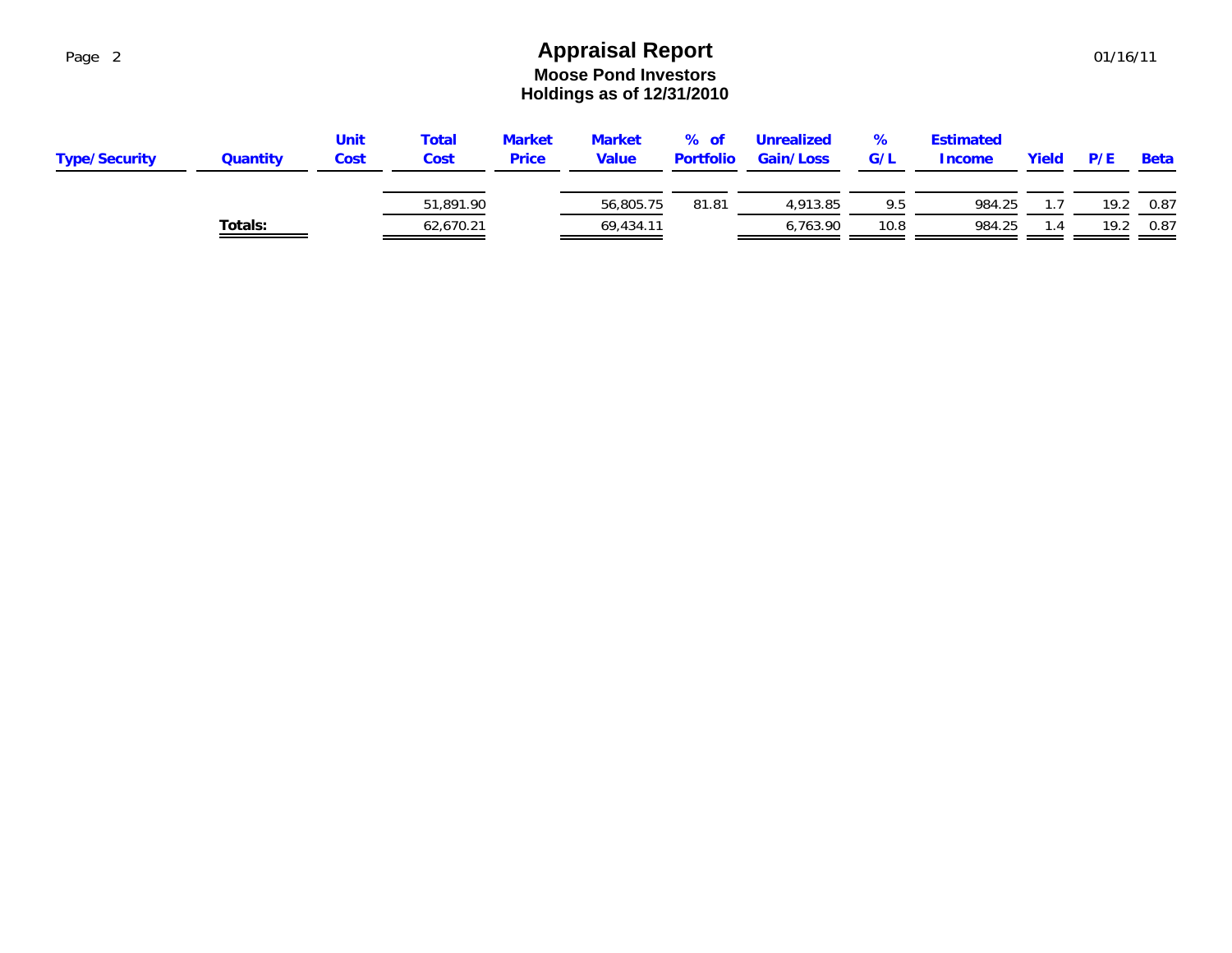# Appraisal Report

## Moose Pond Investors

## Holdings as of 12/31/2010

| Type/Security | Quantity | Unit Cost | Total Cost | Market Price | Market Value | % of Portfolio | Unrealized Gain/Loss | % G/L | Estimated Income | Yield | P/E | Beta |
|---|---|---|---|---|---|---|---|---|---|---|---|---|
| | | | 51,891.90 | | 56,805.75 | 81.81 | 4,913.85 | 9.5 | 984.25 | 1.7 | 19.2 | 0.87 |
| | **Totals:** | | 62,670.21 | | 69,434.11 | | 6,763.90 | 10.8 | 984.25 | 1.4 | 19.2 | 0.87 |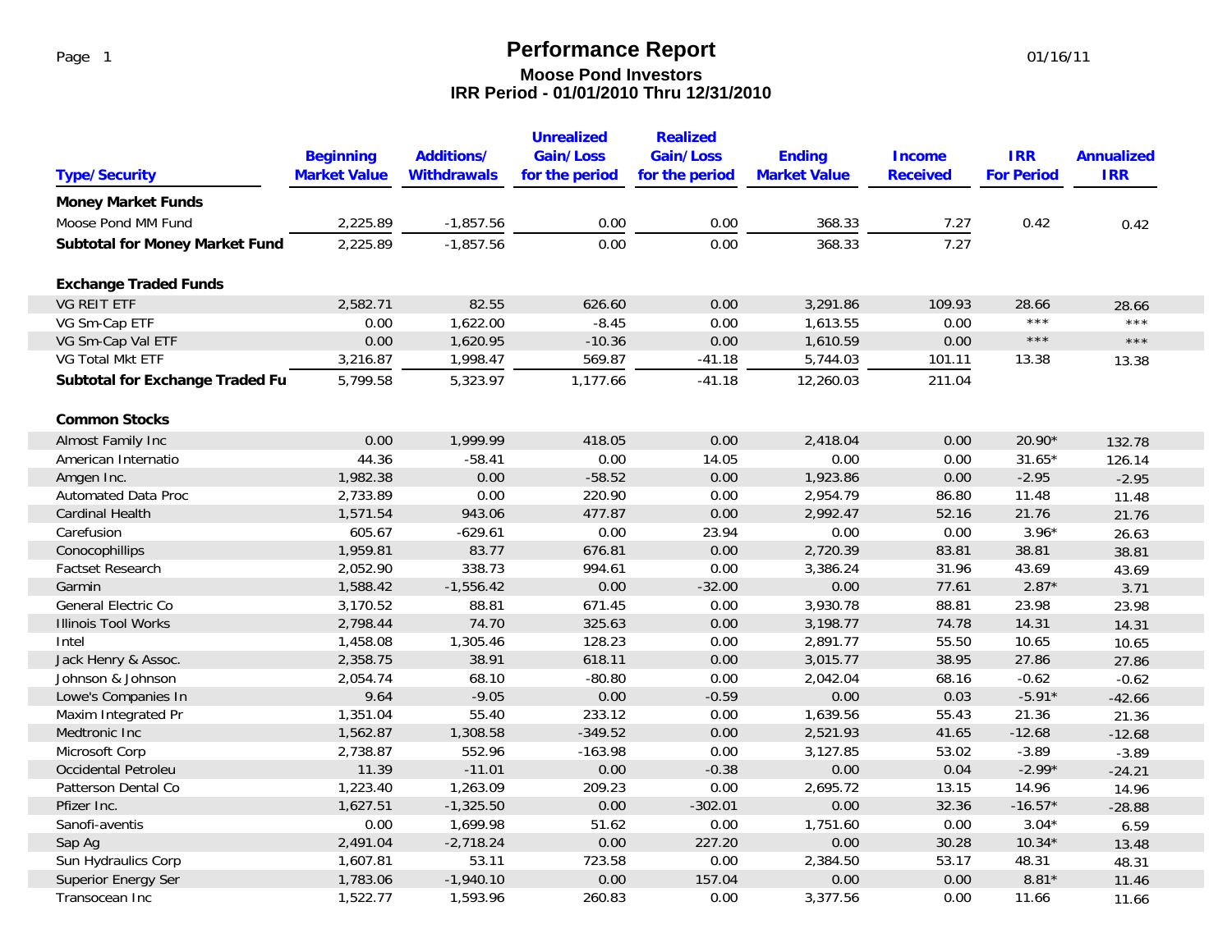# Performance Report

## Moose Pond Investors

### IRR Period - 01/01/2010 Thru 12/31/2010

01/16/11

| Type/Security | Beginning Market Value | Additions/ Withdrawals | Unrealized Gain/Loss for the period | Realized Gain/Loss for the period | Ending Market Value | Income Received | IRR For Period | Annualized IRR |
|---|---|---|---|---|---|---|---|---|
| **Money Market Funds** | | | | | | | | |
| Moose Pond MM Fund | 2,225.89 | -1,857.56 | 0.00 | 0.00 | 368.33 | 7.27 | 0.42 | 0.42 |
| **Subtotal for Money Market Fund** | 2,225.89 | -1,857.56 | 0.00 | 0.00 | 368.33 | 7.27 | | |
| **Exchange Traded Funds** | | | | | | | | |
| VG REIT ETF | 2,582.71 | 82.55 | 626.60 | 0.00 | 3,291.86 | 109.93 | 28.66 | 28.66 |
| VG Sm-Cap ETF | 0.00 | 1,622.00 | -8.45 | 0.00 | 1,613.55 | 0.00 | *** | *** |
| VG Sm-Cap Val ETF | 0.00 | 1,620.95 | -10.36 | 0.00 | 1,610.59 | 0.00 | *** | *** |
| VG Total Mkt ETF | 3,216.87 | 1,998.47 | 569.87 | -41.18 | 5,744.03 | 101.11 | 13.38 | 13.38 |
| **Subtotal for Exchange Traded Fu** | 5,799.58 | 5,323.97 | 1,177.66 | -41.18 | 12,260.03 | 211.04 | | |
| **Common Stocks** | | | | | | | | |
| Almost Family Inc | 0.00 | 1,999.99 | 418.05 | 0.00 | 2,418.04 | 0.00 | 20.90* | 132.78 |
| American Internatio | 44.36 | -58.41 | 0.00 | 14.05 | 0.00 | 0.00 | 31.65* | 126.14 |
| Amgen Inc. | 1,982.38 | 0.00 | -58.52 | 0.00 | 1,923.86 | 0.00 | -2.95 | -2.95 |
| Automated Data Proc | 2,733.89 | 0.00 | 220.90 | 0.00 | 2,954.79 | 86.80 | 11.48 | 11.48 |
| Cardinal Health | 1,571.54 | 943.06 | 477.87 | 0.00 | 2,992.47 | 52.16 | 21.76 | 21.76 |
| Carefusion | 605.67 | -629.61 | 0.00 | 23.94 | 0.00 | 0.00 | 3.96* | 26.63 |
| Conocophillips | 1,959.81 | 83.77 | 676.81 | 0.00 | 2,720.39 | 83.81 | 38.81 | 38.81 |
| Factset Research | 2,052.90 | 338.73 | 994.61 | 0.00 | 3,386.24 | 31.96 | 43.69 | 43.69 |
| Garmin | 1,588.42 | -1,556.42 | 0.00 | -32.00 | 0.00 | 77.61 | 2.87* | 3.71 |
| General Electric Co | 3,170.52 | 88.81 | 671.45 | 0.00 | 3,930.78 | 88.81 | 23.98 | 23.98 |
| Illinois Tool Works | 2,798.44 | 74.70 | 325.63 | 0.00 | 3,198.77 | 74.78 | 14.31 | 14.31 |
| Intel | 1,458.08 | 1,305.46 | 128.23 | 0.00 | 2,891.77 | 55.50 | 10.65 | 10.65 |
| Jack Henry & Assoc. | 2,358.75 | 38.91 | 618.11 | 0.00 | 3,015.77 | 38.95 | 27.86 | 27.86 |
| Johnson & Johnson | 2,054.74 | 68.10 | -80.80 | 0.00 | 2,042.04 | 68.16 | -0.62 | -0.62 |
| Lowe's Companies In | 9.64 | -9.05 | 0.00 | -0.59 | 0.00 | 0.03 | -5.91* | -42.66 |
| Maxim Integrated Pr | 1,351.04 | 55.40 | 233.12 | 0.00 | 1,639.56 | 55.43 | 21.36 | 21.36 |
| Medtronic Inc | 1,562.87 | 1,308.58 | -349.52 | 0.00 | 2,521.93 | 41.65 | -12.68 | -12.68 |
| Microsoft Corp | 2,738.87 | 552.96 | -163.98 | 0.00 | 3,127.85 | 53.02 | -3.89 | -3.89 |
| Occidental Petroleu | 11.39 | -11.01 | 0.00 | -0.38 | 0.00 | 0.04 | -2.99* | -24.21 |
| Patterson Dental Co | 1,223.40 | 1,263.09 | 209.23 | 0.00 | 2,695.72 | 13.15 | 14.96 | 14.96 |
| Pfizer Inc. | 1,627.51 | -1,325.50 | 0.00 | -302.01 | 0.00 | 32.36 | -16.57* | -28.88 |
| Sanofi-aventis | 0.00 | 1,699.98 | 51.62 | 0.00 | 1,751.60 | 0.00 | 3.04* | 6.59 |
| Sap Ag | 2,491.04 | -2,718.24 | 0.00 | 227.20 | 0.00 | 30.28 | 10.34* | 13.48 |
| Sun Hydraulics Corp | 1,607.81 | 53.11 | 723.58 | 0.00 | 2,384.50 | 53.17 | 48.31 | 48.31 |
| Superior Energy Ser | 1,783.06 | -1,940.10 | 0.00 | 157.04 | 0.00 | 0.00 | 8.81* | 11.46 |
| Transocean Inc | 1,522.77 | 1,593.96 | 260.83 | 0.00 | 3,377.56 | 0.00 | 11.66 | 11.66 |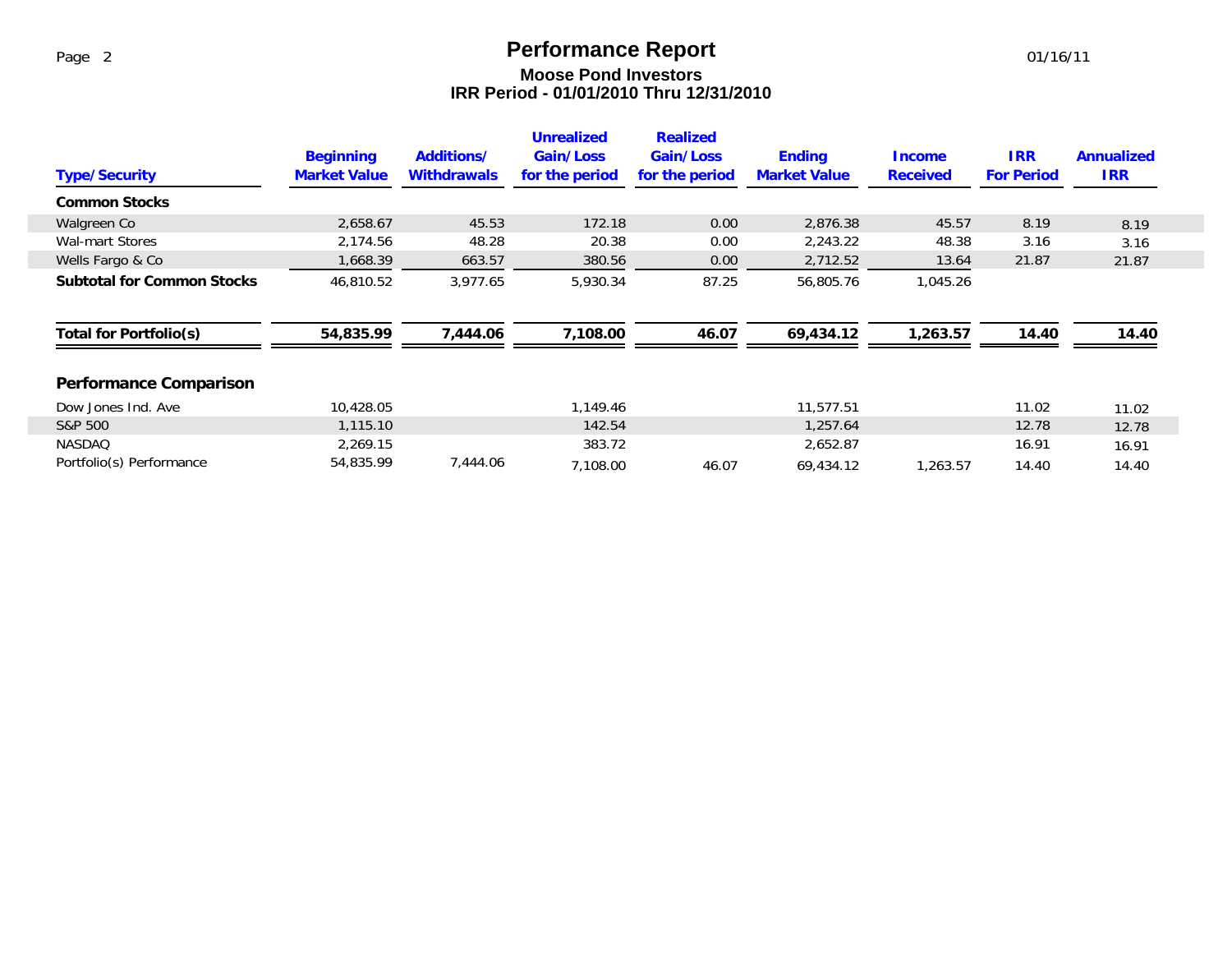# Performance Report

## Moose Pond Investors

### IRR Period - 01/01/2010 Thru 12/31/2010

| Type/Security | Beginning Market Value | Additions/ Withdrawals | Unrealized Gain/Loss for the period | Realized Gain/Loss for the period | Ending Market Value | Income Received | IRR For Period | Annualized IRR |
|---|---|---|---|---|---|---|---|---|
| **Common Stocks** | | | | | | | | |
| Walgreen Co | 2,658.67 | 45.53 | 172.18 | 0.00 | 2,876.38 | 45.57 | 8.19 | 8.19 |
| Wal-mart Stores | 2,174.56 | 48.28 | 20.38 | 0.00 | 2,243.22 | 48.38 | 3.16 | 3.16 |
| Wells Fargo & Co | 1,668.39 | 663.57 | 380.56 | 0.00 | 2,712.52 | 13.64 | 21.87 | 21.87 |
| **Subtotal for Common Stocks** | 46,810.52 | 3,977.65 | 5,930.34 | 87.25 | 56,805.76 | 1,045.26 | | |
| **Total for Portfolio(s)** | **54,835.99** | **7,444.06** | **7,108.00** | **46.07** | **69,434.12** | **1,263.57** | **14.40** | **14.40** |

## Performance Comparison

| | Beginning Market Value | Additions/ Withdrawals | Unrealized Gain/Loss for the period | Realized Gain/Loss for the period | Ending Market Value | Income Received | IRR For Period | Annualized IRR |
|---|---|---|---|---|---|---|---|---|
| Dow Jones Ind. Ave | 10,428.05 | | 1,149.46 | | 11,577.51 | | 11.02 | 11.02 |
| S&P 500 | 1,115.10 | | 142.54 | | 1,257.64 | | 12.78 | 12.78 |
| NASDAQ | 2,269.15 | | 383.72 | | 2,652.87 | | 16.91 | 16.91 |
| Portfolio(s) Performance | 54,835.99 | 7,444.06 | 7,108.00 | 46.07 | 69,434.12 | 1,263.57 | 14.40 | 14.40 |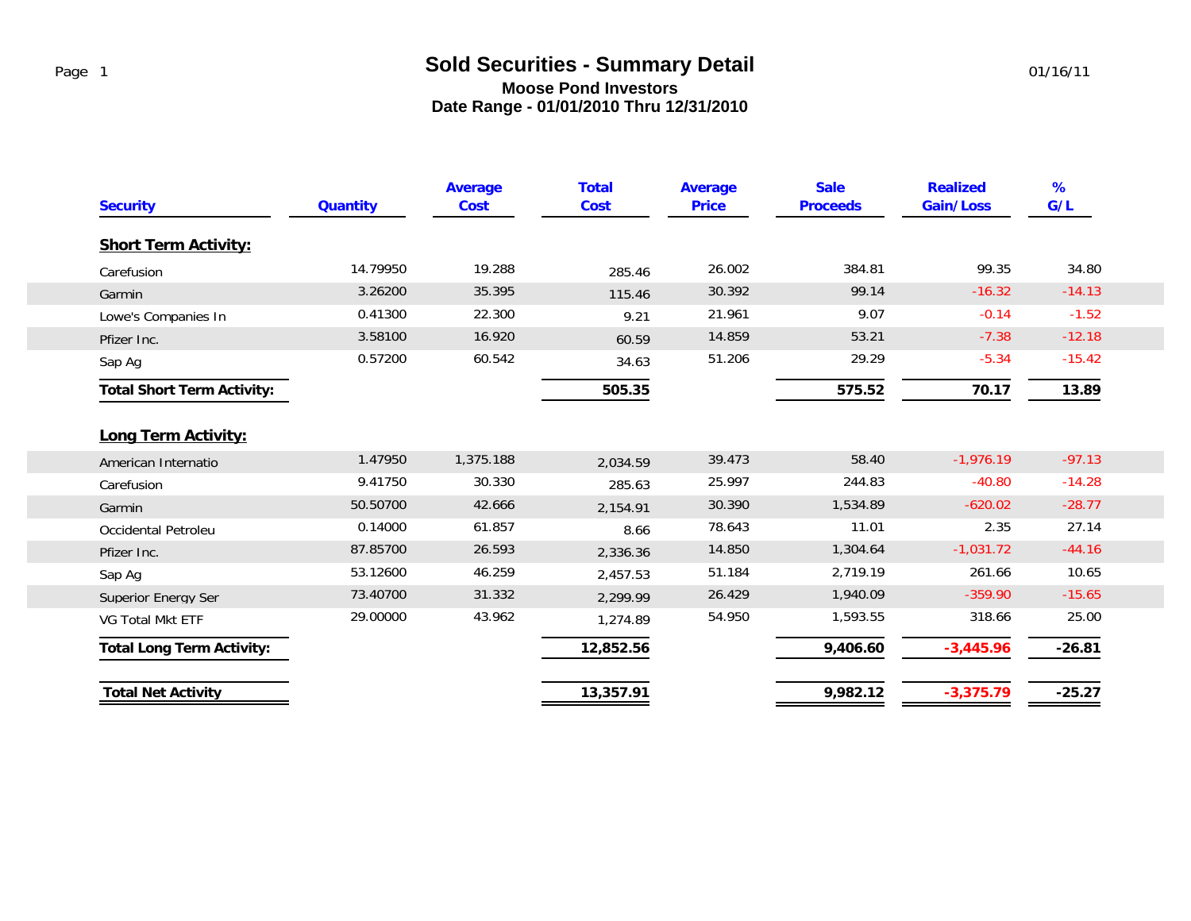# Sold Securities - Summary Detail

**Moose Pond Investors**

**Date Range - 01/01/2010 Thru 12/31/2010**

01/16/11

| Security | Quantity | Average Cost | Total Cost | Average Price | Sale Proceeds | Realized Gain/Loss | % G/L |
|---|---|---|---|---|---|---|---|
| **Short Term Activity:** | | | | | | | |
| Carefusion | 14.79950 | 19.288 | 285.46 | 26.002 | 384.81 | 99.35 | 34.80 |
| Garmin | 3.26200 | 35.395 | 115.46 | 30.392 | 99.14 | -16.32 | -14.13 |
| Lowe's Companies In | 0.41300 | 22.300 | 9.21 | 21.961 | 9.07 | -0.14 | -1.52 |
| Pfizer Inc. | 3.58100 | 16.920 | 60.59 | 14.859 | 53.21 | -7.38 | -12.18 |
| Sap Ag | 0.57200 | 60.542 | 34.63 | 51.206 | 29.29 | -5.34 | -15.42 |
| **Total Short Term Activity:** | | | **505.35** | | **575.52** | **70.17** | **13.89** |
| **Long Term Activity:** | | | | | | | |
| American Internatio | 1.47950 | 1,375.188 | 2,034.59 | 39.473 | 58.40 | -1,976.19 | -97.13 |
| Carefusion | 9.41750 | 30.330 | 285.63 | 25.997 | 244.83 | -40.80 | -14.28 |
| Garmin | 50.50700 | 42.666 | 2,154.91 | 30.390 | 1,534.89 | -620.02 | -28.77 |
| Occidental Petroleu | 0.14000 | 61.857 | 8.66 | 78.643 | 11.01 | 2.35 | 27.14 |
| Pfizer Inc. | 87.85700 | 26.593 | 2,336.36 | 14.850 | 1,304.64 | -1,031.72 | -44.16 |
| Sap Ag | 53.12600 | 46.259 | 2,457.53 | 51.184 | 2,719.19 | 261.66 | 10.65 |
| Superior Energy Ser | 73.40700 | 31.332 | 2,299.99 | 26.429 | 1,940.09 | -359.90 | -15.65 |
| VG Total Mkt ETF | 29.00000 | 43.962 | 1,274.89 | 54.950 | 1,593.55 | 318.66 | 25.00 |
| **Total Long Term Activity:** | | | **12,852.56** | | **9,406.60** | **-3,445.96** | **-26.81** |
| **Total Net Activity** | | | **13,357.91** | | **9,982.12** | **-3,375.79** | **-25.27** |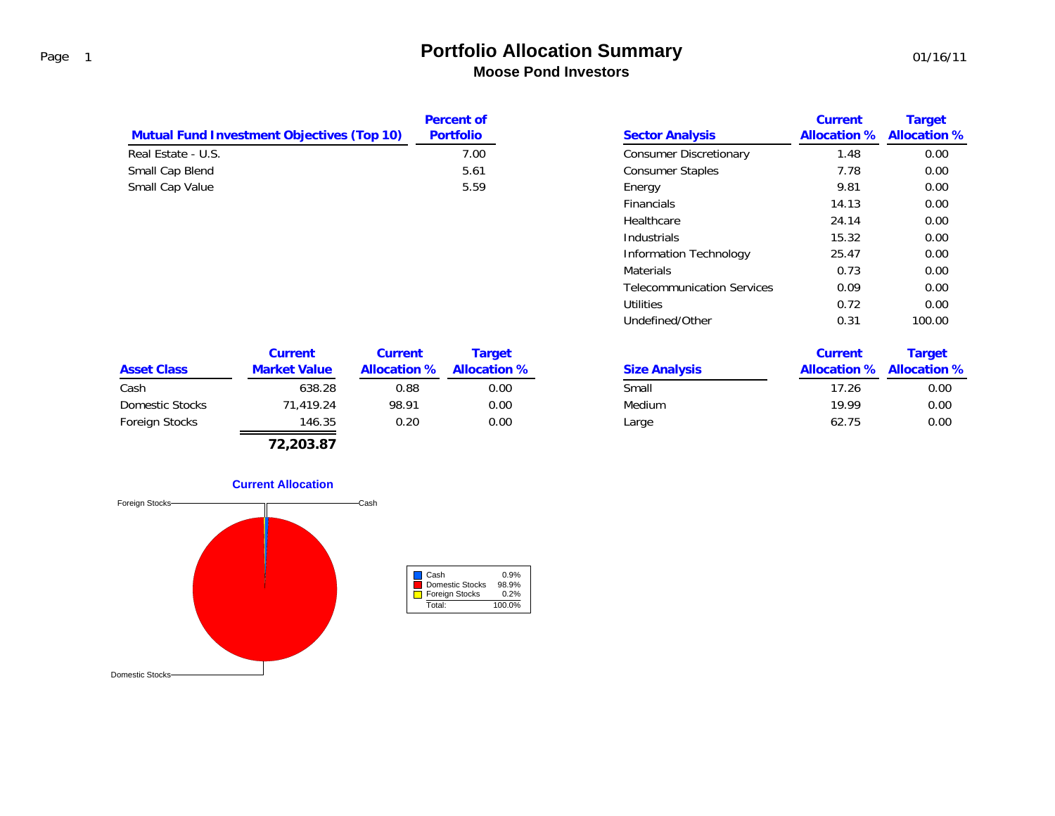# Portfolio Allocation Summary

## Moose Pond Investors

01/16/11

| Mutual Fund Investment Objectives (Top 10) | Percent of Portfolio |
|---|---|
| Real Estate - U.S. | 7.00 |
| Small Cap Blend | 5.61 |
| Small Cap Value | 5.59 |

| Sector Analysis | Current Allocation % | Target Allocation % |
|---|---|---|
| Consumer Discretionary | 1.48 | 0.00 |
| Consumer Staples | 7.78 | 0.00 |
| Energy | 9.81 | 0.00 |
| Financials | 14.13 | 0.00 |
| Healthcare | 24.14 | 0.00 |
| Industrials | 15.32 | 0.00 |
| Information Technology | 25.47 | 0.00 |
| Materials | 0.73 | 0.00 |
| Telecommunication Services | 0.09 | 0.00 |
| Utilities | 0.72 | 0.00 |
| Undefined/Other | 0.31 | 100.00 |

| Asset Class | Current Market Value | Current Allocation % | Target Allocation % |
|---|---|---|---|
| Cash | 638.28 | 0.88 | 0.00 |
| Domestic Stocks | 71,419.24 | 98.91 | 0.00 |
| Foreign Stocks | 146.35 | 0.20 | 0.00 |
| | **72,203.87** | | |

| Size Analysis | Current Allocation % | Target Allocation % |
|---|---|---|
| Small | 17.26 | 0.00 |
| Medium | 19.99 | 0.00 |
| Large | 62.75 | 0.00 |

**Current Allocation**

Foreign Stocks
Cash
Domestic Stocks

Cash 0.9%
Domestic Stocks 98.9%
Foreign Stocks 0.2%
Total: 100.0%